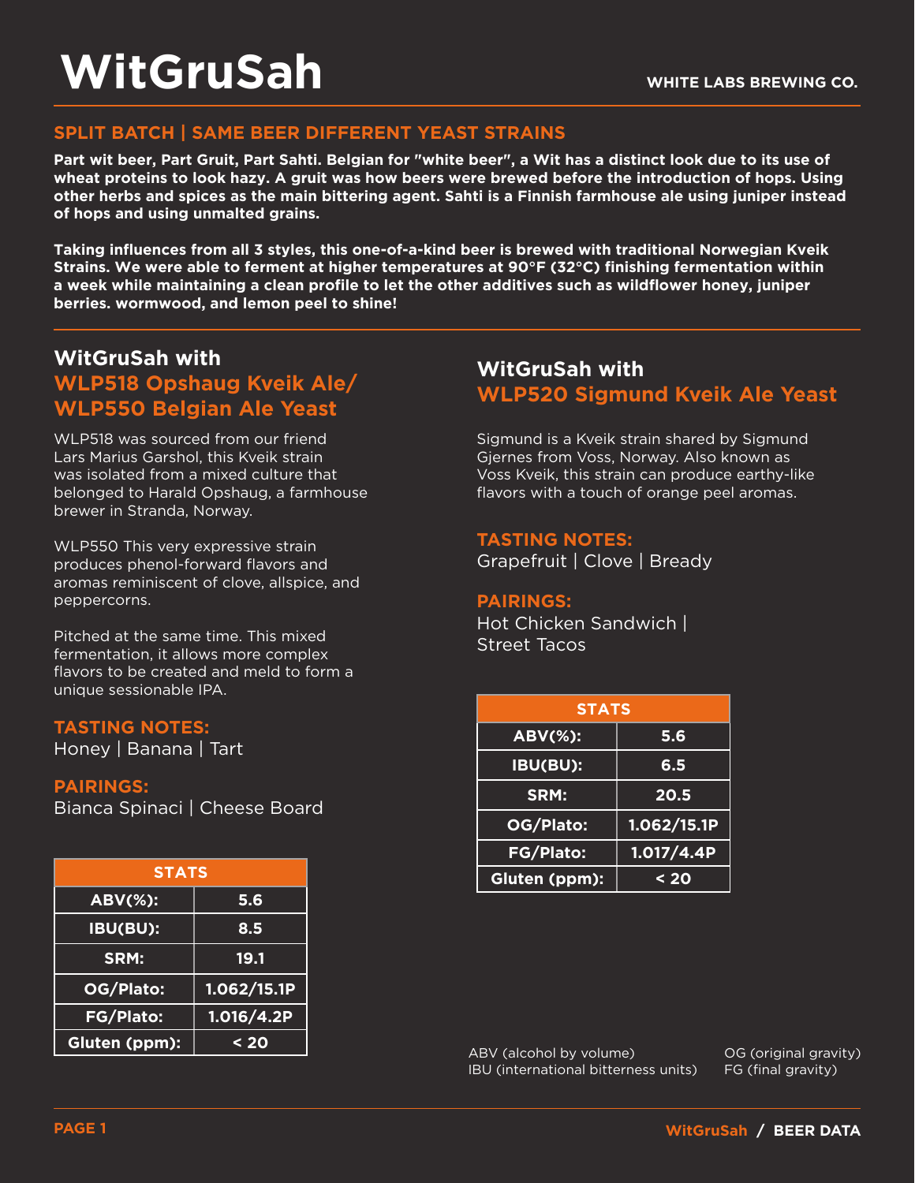# WitGruSah

WHITE LABS BREWING CO.

## SPLIT BATCH | SAME BEER DIFFERENT YEAST STRAINS

**Part wit beer, Part Gruit, Part Sahti. Belgian for "white beer", a Wit has a distinct look due to its use of wheat proteins to look hazy. A gruit was how beers were brewed before the introduction of hops. Using other herbs and spices as the main bittering agent. Sahti is a Finnish farmhouse ale using juniper instead of hops and using unmalted grains.**

**Taking influences from all 3 styles, this one-of-a-kind beer is brewed with traditional Norwegian Kveik Strains. We were able to ferment at higher temperatures at 90°F (32°C) finishing fermentation within a week while maintaining a clean profile to let the other additives such as wildflower honey, juniper berries. wormwood, and lemon peel to shine!**

## WitGruSah with WLP518 Opshaug Kveik Ale/ WLP550 Belgian Ale Yeast

WLP518 was sourced from our friend Lars Marius Garshol, this Kveik strain was isolated from a mixed culture that belonged to Harald Opshaug, a farmhouse brewer in Stranda, Norway.

WLP550 This very expressive strain produces phenol-forward flavors and aromas reminiscent of clove, allspice, and peppercorns.

Pitched at the same time. This mixed fermentation, it allows more complex flavors to be created and meld to form a unique sessionable IPA.

### TASTING NOTES:

Honey | Banana | Tart

### PAIRINGS:

Bianca Spinaci | Cheese Board

| STATS | |
|---|---|
| ABV(%): | 5.6 |
| IBU(BU): | 8.5 |
| SRM: | 19.1 |
| OG/Plato: | 1.062/15.1P |
| FG/Plato: | 1.016/4.2P |
| Gluten (ppm): | < 20 |

## WitGruSah with WLP520 Sigmund Kveik Ale Yeast

Sigmund is a Kveik strain shared by Sigmund Gjernes from Voss, Norway. Also known as Voss Kveik, this strain can produce earthy-like flavors with a touch of orange peel aromas.

### TASTING NOTES:

Grapefruit | Clove | Bready

### PAIRINGS:

Hot Chicken Sandwich | Street Tacos

| STATS | |
|---|---|
| ABV(%): | 5.6 |
| IBU(BU): | 6.5 |
| SRM: | 20.5 |
| OG/Plato: | 1.062/15.1P |
| FG/Plato: | 1.017/4.4P |
| Gluten (ppm): | < 20 |

ABV (alcohol by volume)
IBU (international bitterness units)
OG (original gravity)
FG (final gravity)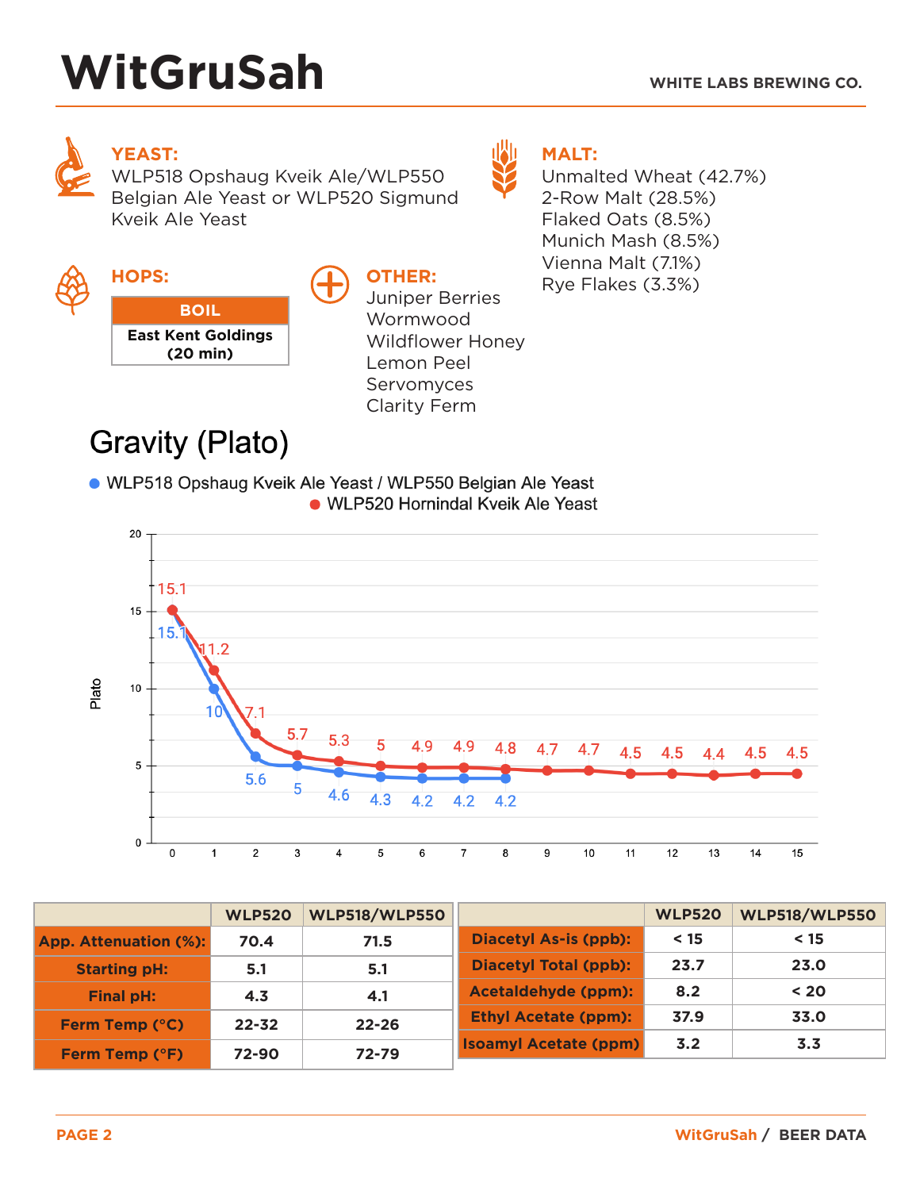# WitGruSah

WHITE LABS BREWING CO.

**YEAST:**
WLP518 Opshaug Kveik Ale/WLP550 Belgian Ale Yeast or WLP520 Sigmund Kveik Ale Yeast

**MALT:**
Unmalted Wheat (42.7%)
2-Row Malt (28.5%)
Flaked Oats (8.5%)
Munich Mash (8.5%)
Vienna Malt (7.1%)
Rye Flakes (3.3%)

**HOPS:**

| BOIL |
|---|
| East Kent Goldings (20 min) |

**OTHER:**
Juniper Berries
Wormwood
Wildflower Honey
Lemon Peel
Servomyces
Clarity Ferm

## Gravity (Plato)

WLP518 Opshaug Kveik Ale Yeast / WLP550 Belgian Ale Yeast
WLP520 Hornindal Kveik Ale Yeast

Plato
0 5 10 15 20
0 1 2 3 4 5 6 7 8 9 10 11 12 13 14 15

WLP520: 15.1, 11.2, 7.1, 5.7, 5.3, 5, 4.9, 4.9, 4.8, 4.7, 4.7, 4.5, 4.5, 4.4, 4.5, 4.5

WLP518/WLP550: 15.1, 10, 5.6, 5, 4.6, 4.3, 4.2, 4.2, 4.2

| | WLP520 | WLP518/WLP550 |
|---|---|---|
| App. Attenuation (%): | 70.4 | 71.5 |
| Starting pH: | 5.1 | 5.1 |
| Final pH: | 4.3 | 4.1 |
| Ferm Temp (°C) | 22-32 | 22-26 |
| Ferm Temp (°F) | 72-90 | 72-79 |

| | WLP520 | WLP518/WLP550 |
|---|---|---|
| Diacetyl As-is (ppb): | < 15 | < 15 |
| Diacetyl Total (ppb): | 23.7 | 23.0 |
| Acetaldehyde (ppm): | 8.2 | < 20 |
| Ethyl Acetate (ppm): | 37.9 | 33.0 |
| Isoamyl Acetate (ppm) | 3.2 | 3.3 |